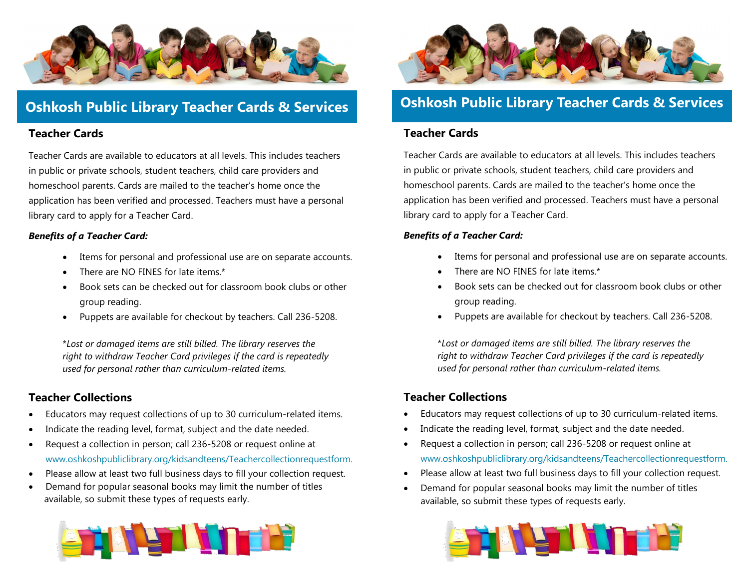# Oshkosh Public Library Teacher Cards & Services

## Teacher Cards

Teacher Cards are available to educators at all levels. This includes teachers in public or private schools, student teachers, child care providers and homeschool parents. Cards are mailed to the teacher's home once the application has been verified and processed. Teachers must have a personal library card to apply for a Teacher Card.

***Benefits of a Teacher Card:***

- Items for personal and professional use are on separate accounts.
- There are NO FINES for late items.*
- Book sets can be checked out for classroom book clubs or other group reading.
- Puppets are available for checkout by teachers. Call 236-5208.

**Lost or damaged items are still billed. The library reserves the right to withdraw Teacher Card privileges if the card is repeatedly used for personal rather than curriculum-related items.*

## Teacher Collections

- Educators may request collections of up to 30 curriculum-related items.
- Indicate the reading level, format, subject and the date needed.
- Request a collection in person; call 236-5208 or request online at www.oshkoshpubliclibrary.org/kidsandteens/Teachercollectionrequestform.
- Please allow at least two full business days to fill your collection request.
- Demand for popular seasonal books may limit the number of titles available, so submit these types of requests early.

# Oshkosh Public Library Teacher Cards & Services

## Teacher Cards

Teacher Cards are available to educators at all levels. This includes teachers in public or private schools, student teachers, child care providers and homeschool parents. Cards are mailed to the teacher's home once the application has been verified and processed. Teachers must have a personal library card to apply for a Teacher Card.

***Benefits of a Teacher Card:***

- Items for personal and professional use are on separate accounts.
- There are NO FINES for late items.*
- Book sets can be checked out for classroom book clubs or other group reading.
- Puppets are available for checkout by teachers. Call 236-5208.

**Lost or damaged items are still billed. The library reserves the right to withdraw Teacher Card privileges if the card is repeatedly used for personal rather than curriculum-related items.*

## Teacher Collections

- Educators may request collections of up to 30 curriculum-related items.
- Indicate the reading level, format, subject and the date needed.
- Request a collection in person; call 236-5208 or request online at www.oshkoshpubliclibrary.org/kidsandteens/Teachercollectionrequestform.
- Please allow at least two full business days to fill your collection request.
- Demand for popular seasonal books may limit the number of titles available, so submit these types of requests early.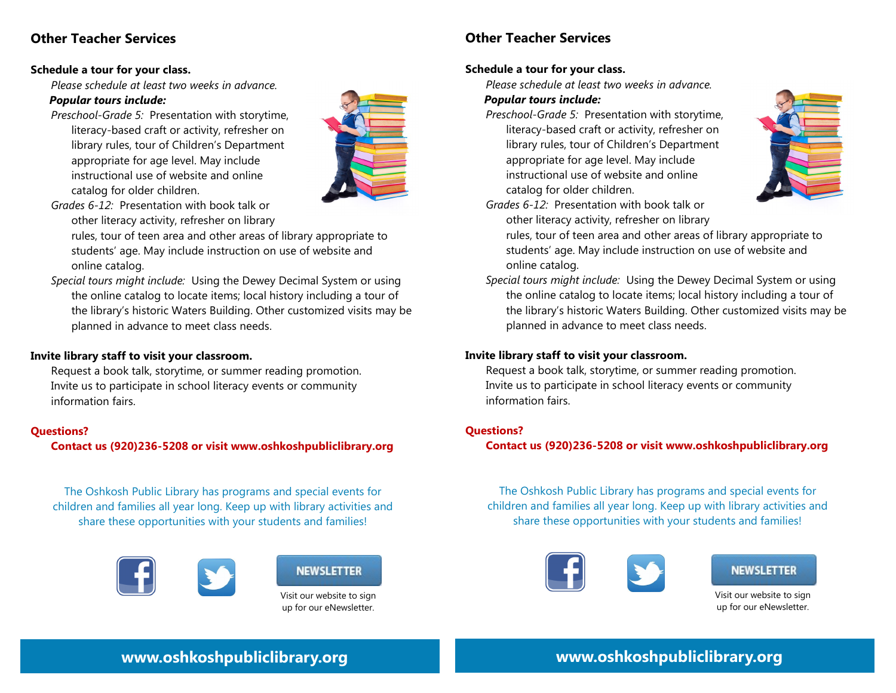## Other Teacher Services

**Schedule a tour for your class.**

*Please schedule at least two weeks in advance.*

***Popular tours include:***

*Preschool-Grade 5:* Presentation with storytime, literacy-based craft or activity, refresher on library rules, tour of Children's Department appropriate for age level. May include instructional use of website and online catalog for older children.

*Grades 6-12:* Presentation with book talk or other literacy activity, refresher on library rules, tour of teen area and other areas of library appropriate to students' age. May include instruction on use of website and online catalog.

*Special tours might include:* Using the Dewey Decimal System or using the online catalog to locate items; local history including a tour of the library's historic Waters Building. Other customized visits may be planned in advance to meet class needs.

**Invite library staff to visit your classroom.**

Request a book talk, storytime, or summer reading promotion. Invite us to participate in school literacy events or community information fairs.

**Questions?**

**Contact us (920)236-5208 or visit www.oshkoshpubliclibrary.org**

The Oshkosh Public Library has programs and special events for children and families all year long. Keep up with library activities and share these opportunities with your students and families!

NEWSLETTER

Visit our website to sign up for our eNewsletter.

**www.oshkoshpubliclibrary.org**

## Other Teacher Services

**Schedule a tour for your class.**

*Please schedule at least two weeks in advance.*

***Popular tours include:***

*Preschool-Grade 5:* Presentation with storytime, literacy-based craft or activity, refresher on library rules, tour of Children's Department appropriate for age level. May include instructional use of website and online catalog for older children.

*Grades 6-12:* Presentation with book talk or other literacy activity, refresher on library rules, tour of teen area and other areas of library appropriate to students' age. May include instruction on use of website and online catalog.

*Special tours might include:* Using the Dewey Decimal System or using the online catalog to locate items; local history including a tour of the library's historic Waters Building. Other customized visits may be planned in advance to meet class needs.

**Invite library staff to visit your classroom.**

Request a book talk, storytime, or summer reading promotion. Invite us to participate in school literacy events or community information fairs.

**Questions?**

**Contact us (920)236-5208 or visit www.oshkoshpubliclibrary.org**

The Oshkosh Public Library has programs and special events for children and families all year long. Keep up with library activities and share these opportunities with your students and families!

NEWSLETTER

Visit our website to sign up for our eNewsletter.

**www.oshkoshpubliclibrary.org**